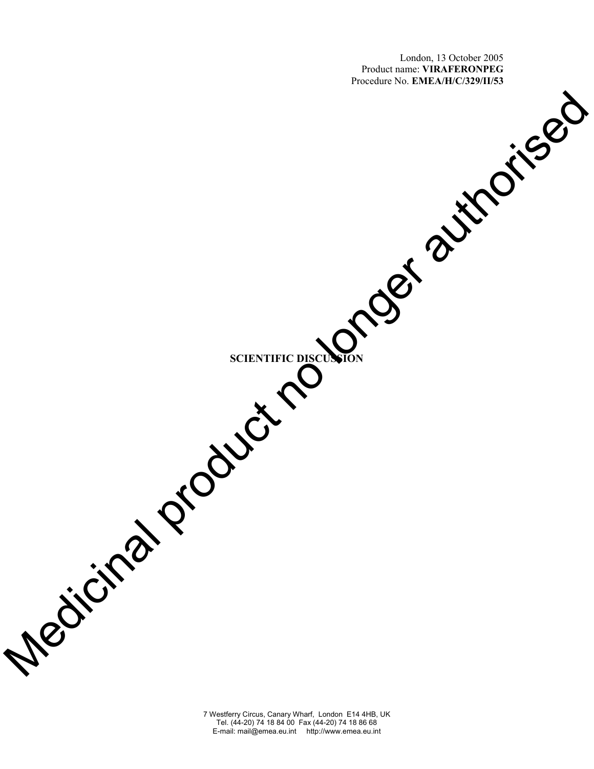London, 13 October 2005
Product name: **VIRAFERONPEG**
Procedure No. **EMEA/H/C/329/II/53**

Medicinal product no longer authorised

**SCIENTIFIC DISCUSSION**

7 Westferry Circus, Canary Wharf, London E14 4HB, UK
Tel. (44-20) 74 18 84 00 Fax (44-20) 74 18 86 68
E-mail: mail@emea.eu.int http://www.emea.eu.int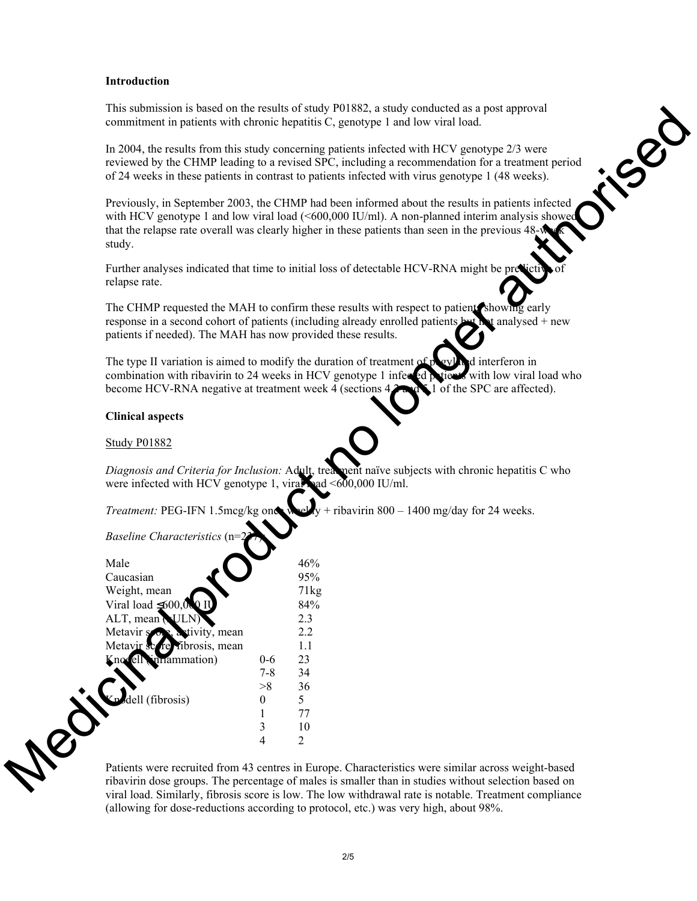**Introduction**

This submission is based on the results of study P01882, a study conducted as a post approval commitment in patients with chronic hepatitis C, genotype 1 and low viral load.

In 2004, the results from this study concerning patients infected with HCV genotype 2/3 were reviewed by the CHMP leading to a revised SPC, including a recommendation for a treatment period of 24 weeks in these patients in contrast to patients infected with virus genotype 1 (48 weeks).

Previously, in September 2003, the CHMP had been informed about the results in patients infected with HCV genotype 1 and low viral load (<600,000 IU/ml). A non-planned interim analysis showed that the relapse rate overall was clearly higher in these patients than seen in the previous 48-week study.

Further analyses indicated that time to initial loss of detectable HCV-RNA might be predictive of relapse rate.

The CHMP requested the MAH to confirm these results with respect to patients showing early response in a second cohort of patients (including already enrolled patients but not analysed + new patients if needed). The MAH has now provided these results.

The type II variation is aimed to modify the duration of treatment of pegylated interferon in combination with ribavirin to 24 weeks in HCV genotype 1 infected patients with low viral load who become HCV-RNA negative at treatment week 4 (sections 4.2 and 5.1 of the SPC are affected).

**Clinical aspects**

Study P01882

*Diagnosis and Criteria for Inclusion:* Adult, treatment naïve subjects with chronic hepatitis C who were infected with HCV genotype 1, viral load <600,000 IU/ml.

*Treatment:* PEG-IFN 1.5mcg/kg once weekly + ribavirin 800 – 1400 mg/day for 24 weeks.

*Baseline Characteristics* (n=237)

| | | |
|---|---|---|
| Male | | 46% |
| Caucasian | | 95% |
| Weight, mean | | 71kg |
| Viral load ≤600,000 IU | | 84% |
| ALT, mean (xULN) | | 2.3 |
| Metavir score activity, mean | | 2.2 |
| Metavir score fibrosis, mean | | 1.1 |
| Knodell (inflammation) | 0-6 | 23 |
| | 7-8 | 34 |
| | >8 | 36 |
| Knodell (fibrosis) | 0 | 5 |
| | 1 | 77 |
| | 3 | 10 |
| | 4 | 2 |

Patients were recruited from 43 centres in Europe. Characteristics were similar across weight-based ribavirin dose groups. The percentage of males is smaller than in studies without selection based on viral load. Similarly, fibrosis score is low. The low withdrawal rate is notable. Treatment compliance (allowing for dose-reductions according to protocol, etc.) was very high, about 98%.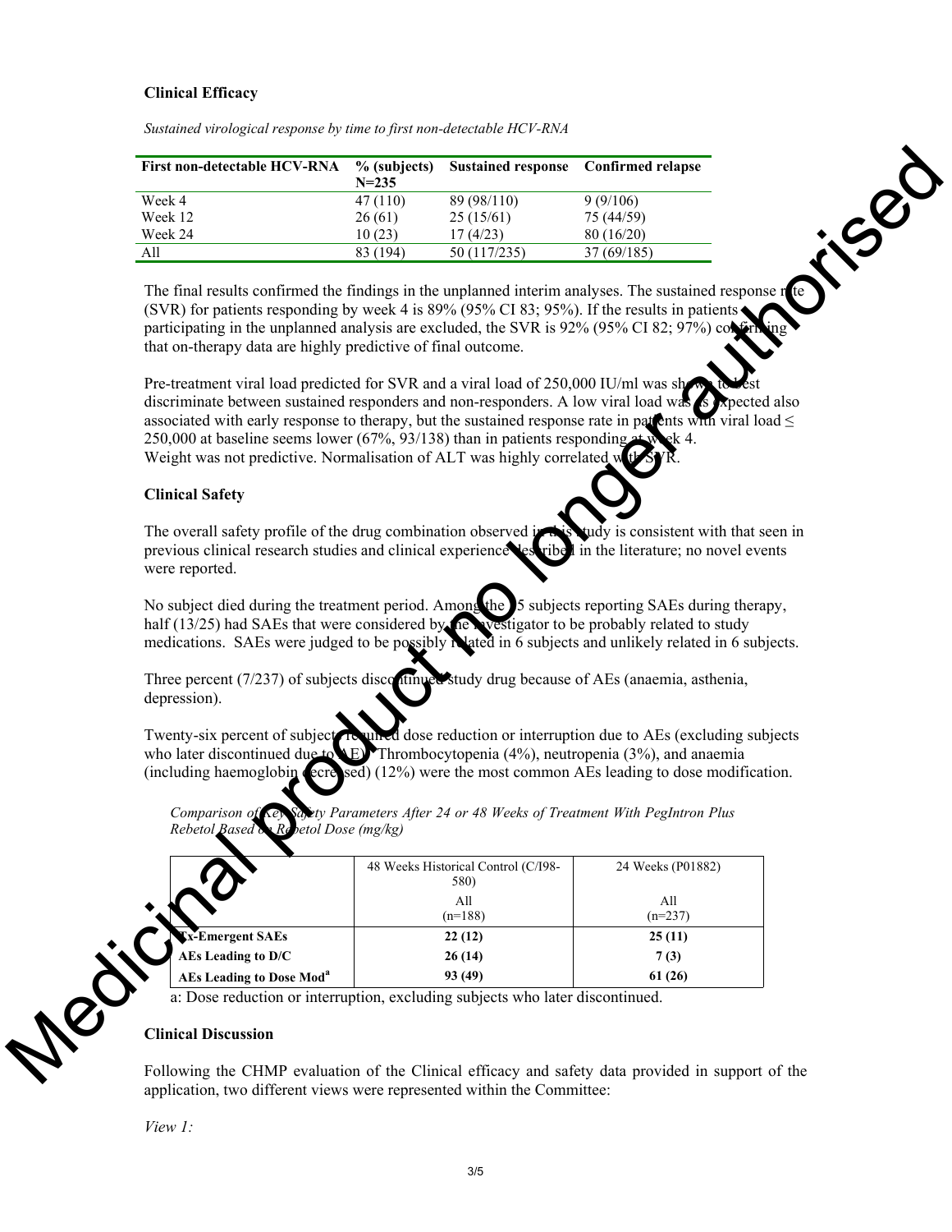**Clinical Efficacy**

*Sustained virological response by time to first non-detectable HCV-RNA*

| First non-detectable HCV-RNA | % (subjects) N=235 | Sustained response | Confirmed relapse |
|---|---|---|---|
| Week 4 | 47 (110) | 89 (98/110) | 9 (9/106) |
| Week 12 | 26 (61) | 25 (15/61) | 75 (44/59) |
| Week 24 | 10 (23) | 17 (4/23) | 80 (16/20) |
| All | 83 (194) | 50 (117/235) | 37 (69/185) |

The final results confirmed the findings in the unplanned interim analyses. The sustained response rate (SVR) for patients responding by week 4 is 89% (95% CI 83; 95%). If the results in patients participating in the unplanned analysis are excluded, the SVR is 92% (95% CI 82; 97%) confirming that on-therapy data are highly predictive of final outcome.

Pre-treatment viral load predicted for SVR and a viral load of 250,000 IU/ml was shown to best discriminate between sustained responders and non-responders. A low viral load was as expected also associated with early response to therapy, but the sustained response rate in patients with viral load ≤ 250,000 at baseline seems lower (67%, 93/138) than in patients responding at week 4. Weight was not predictive. Normalisation of ALT was highly correlated with SVR.

**Clinical Safety**

The overall safety profile of the drug combination observed in this study is consistent with that seen in previous clinical research studies and clinical experience described in the literature; no novel events were reported.

No subject died during the treatment period. Among the 25 subjects reporting SAEs during therapy, half (13/25) had SAEs that were considered by the investigator to be probably related to study medications. SAEs were judged to be possibly related in 6 subjects and unlikely related in 6 subjects.

Three percent (7/237) of subjects discontinued study drug because of AEs (anaemia, asthenia, depression).

Twenty-six percent of subjects required dose reduction or interruption due to AEs (excluding subjects who later discontinued due to AE). Thrombocytopenia (4%), neutropenia (3%), and anaemia (including haemoglobin decreased) (12%) were the most common AEs leading to dose modification.

*Comparison of Key Safety Parameters After 24 or 48 Weeks of Treatment With PegIntron Plus Rebetol Based on Rebetol Dose (mg/kg)*

| | 48 Weeks Historical Control (C/I98-580) | 24 Weeks (P01882) |
|---|---|---|
| | All (n=188) | All (n=237) |
| **Tx-Emergent SAEs** | **22 (12)** | **25 (11)** |
| **AEs Leading to D/C** | **26 (14)** | **7 (3)** |
| **AEs Leading to Dose Mod[a]** | **93 (49)** | **61 (26)** |

a: Dose reduction or interruption, excluding subjects who later discontinued.

**Clinical Discussion**

Following the CHMP evaluation of the Clinical efficacy and safety data provided in support of the application, two different views were represented within the Committee:

*View 1:*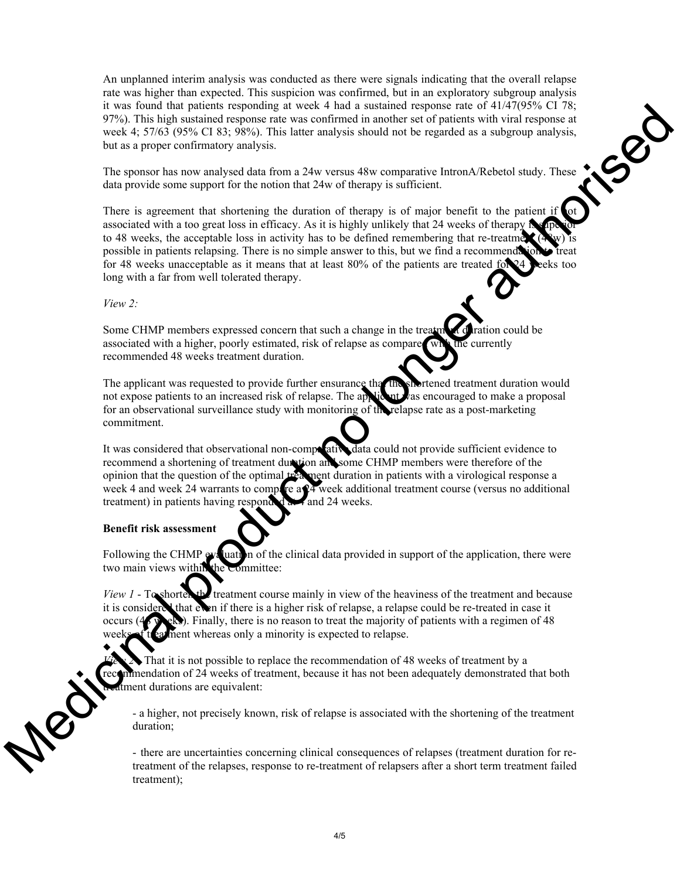An unplanned interim analysis was conducted as there were signals indicating that the overall relapse rate was higher than expected. This suspicion was confirmed, but in an exploratory subgroup analysis it was found that patients responding at week 4 had a sustained response rate of 41/47(95% CI 78; 97%). This high sustained response rate was confirmed in another set of patients with viral response at week 4; 57/63 (95% CI 83; 98%). This latter analysis should not be regarded as a subgroup analysis, but as a proper confirmatory analysis.

The sponsor has now analysed data from a 24w versus 48w comparative IntronA/Rebetol study. These data provide some support for the notion that 24w of therapy is sufficient.

There is agreement that shortening the duration of therapy is of major benefit to the patient if not associated with a too great loss in efficacy. As it is highly unlikely that 24 weeks of therapy is superior to 48 weeks, the acceptable loss in activity has to be defined remembering that re-treatment (48w) is possible in patients relapsing. There is no simple answer to this, but we find a recommendation to treat for 48 weeks unacceptable as it means that at least 80% of the patients are treated for 24 weeks too long with a far from well tolerated therapy.

*View 2:*

Some CHMP members expressed concern that such a change in the treatment duration could be associated with a higher, poorly estimated, risk of relapse as compared with the currently recommended 48 weeks treatment duration.

The applicant was requested to provide further ensurance that the shortened treatment duration would not expose patients to an increased risk of relapse. The applicant was encouraged to make a proposal for an observational surveillance study with monitoring of the relapse rate as a post-marketing commitment.

It was considered that observational non-comparative data could not provide sufficient evidence to recommend a shortening of treatment duration and some CHMP members were therefore of the opinion that the question of the optimal treatment duration in patients with a virological response a week 4 and week 24 warrants to compare a 24 week additional treatment course (versus no additional treatment) in patients having responded at 4 and 24 weeks.

**Benefit risk assessment**

Following the CHMP evaluation of the clinical data provided in support of the application, there were two main views within the Committee:

*View 1* - To shorten the treatment course mainly in view of the heaviness of the treatment and because it is considered that even if there is a higher risk of relapse, a relapse could be re-treated in case it occurs (48 weeks). Finally, there is no reason to treat the majority of patients with a regimen of 48 weeks of treatment whereas only a minority is expected to relapse.

*View 2* - That it is not possible to replace the recommendation of 48 weeks of treatment by a recommendation of 24 weeks of treatment, because it has not been adequately demonstrated that both treatment durations are equivalent:

- a higher, not precisely known, risk of relapse is associated with the shortening of the treatment duration;

- there are uncertainties concerning clinical consequences of relapses (treatment duration for re-treatment of the relapses, response to re-treatment of relapsers after a short term treatment failed treatment);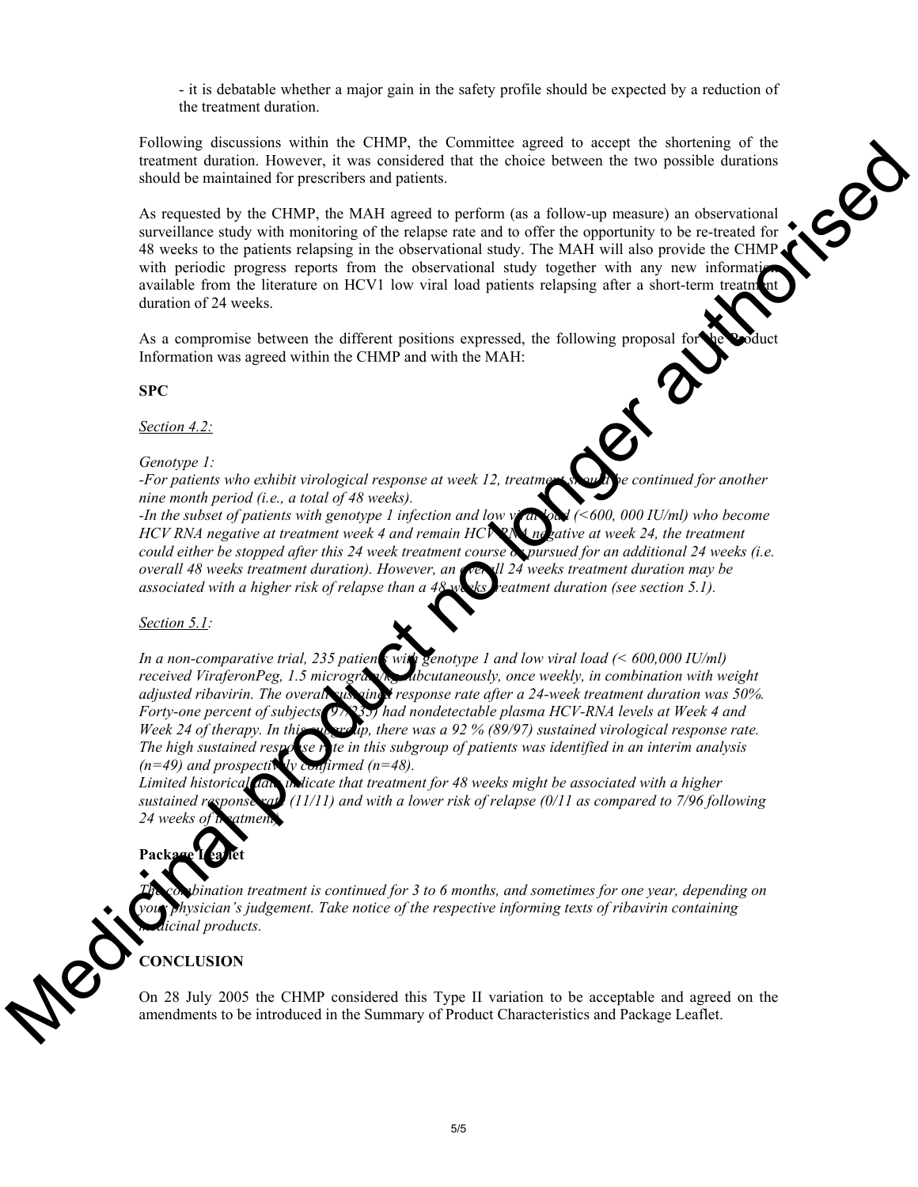- it is debatable whether a major gain in the safety profile should be expected by a reduction of the treatment duration.

Following discussions within the CHMP, the Committee agreed to accept the shortening of the treatment duration. However, it was considered that the choice between the two possible durations should be maintained for prescribers and patients.

As requested by the CHMP, the MAH agreed to perform (as a follow-up measure) an observational surveillance study with monitoring of the relapse rate and to offer the opportunity to be re-treated for 48 weeks to the patients relapsing in the observational study. The MAH will also provide the CHMP with periodic progress reports from the observational study together with any new information available from the literature on HCV1 low viral load patients relapsing after a short-term treatment duration of 24 weeks.

As a compromise between the different positions expressed, the following proposal for the Product Information was agreed within the CHMP and with the MAH:

**SPC**

*Section 4.2:*

*Genotype 1:*
*-For patients who exhibit virological response at week 12, treatment should be continued for another nine month period (i.e., a total of 48 weeks).*
*-In the subset of patients with genotype 1 infection and low viral load (<600, 000 IU/ml) who become HCV RNA negative at treatment week 4 and remain HCV RNA negative at week 24, the treatment could either be stopped after this 24 week treatment course or pursued for an additional 24 weeks (i.e. overall 48 weeks treatment duration). However, an overall 24 weeks treatment duration may be associated with a higher risk of relapse than a 48 weeks treatment duration (see section 5.1).*

*Section 5.1:*

*In a non-comparative trial, 235 patients with genotype 1 and low viral load (< 600,000 IU/ml) received ViraferonPeg, 1.5 microgram/kg subcutaneously, once weekly, in combination with weight adjusted ribavirin. The overall sustained response rate after a 24-week treatment duration was 50%. Forty-one percent of subjects (97/235) had nondetectable plasma HCV-RNA levels at Week 4 and Week 24 of therapy. In this subgroup, there was a 92 % (89/97) sustained virological response rate. The high sustained response rate in this subgroup of patients was identified in an interim analysis (n=49) and prospectively confirmed (n=48).*
*Limited historical data indicate that treatment for 48 weeks might be associated with a higher sustained response rate (11/11) and with a lower risk of relapse (0/11 as compared to 7/96 following 24 weeks of treatment).*

**Package Leaflet**

*The combination treatment is continued for 3 to 6 months, and sometimes for one year, depending on your physician's judgement. Take notice of the respective informing texts of ribavirin containing medicinal products.*

**CONCLUSION**

On 28 July 2005 the CHMP considered this Type II variation to be acceptable and agreed on the amendments to be introduced in the Summary of Product Characteristics and Package Leaflet.